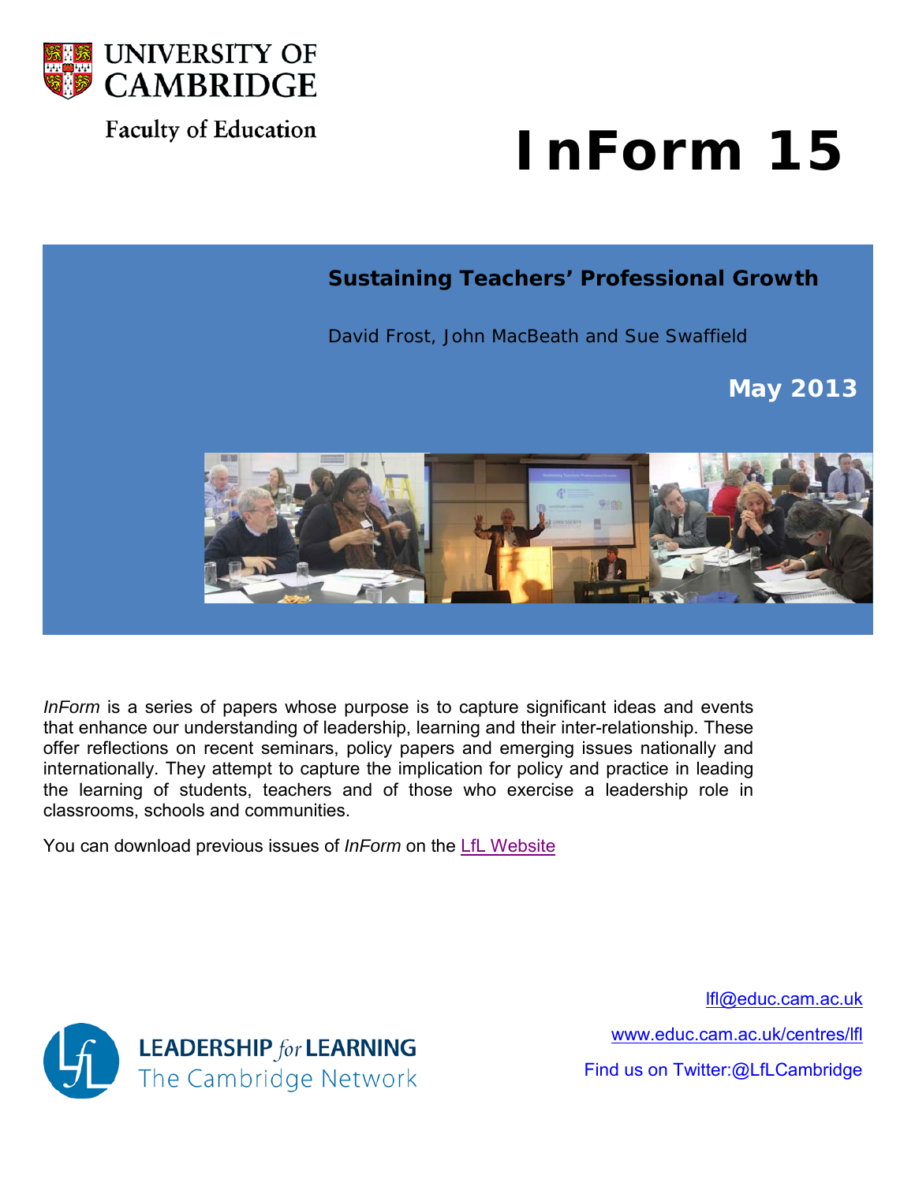UNIVERSITY OF CAMBRIDGE

Faculty of Education

# InForm 15

## Sustaining Teachers' Professional Growth

David Frost, John MacBeath and Sue Swaffield

**May 2013**

*InForm* is a series of papers whose purpose is to capture significant ideas and events that enhance our understanding of leadership, learning and their inter-relationship. These offer reflections on recent seminars, policy papers and emerging issues nationally and internationally. They attempt to capture the implication for policy and practice in leading the learning of students, teachers and of those who exercise a leadership role in classrooms, schools and communities.

You can download previous issues of *InForm* on the LfL Website

LEADERSHIP *for* LEARNING
The Cambridge Network

lfl@educ.cam.ac.uk

www.educ.cam.ac.uk/centres/lfl

Find us on Twitter:@LfLCambridge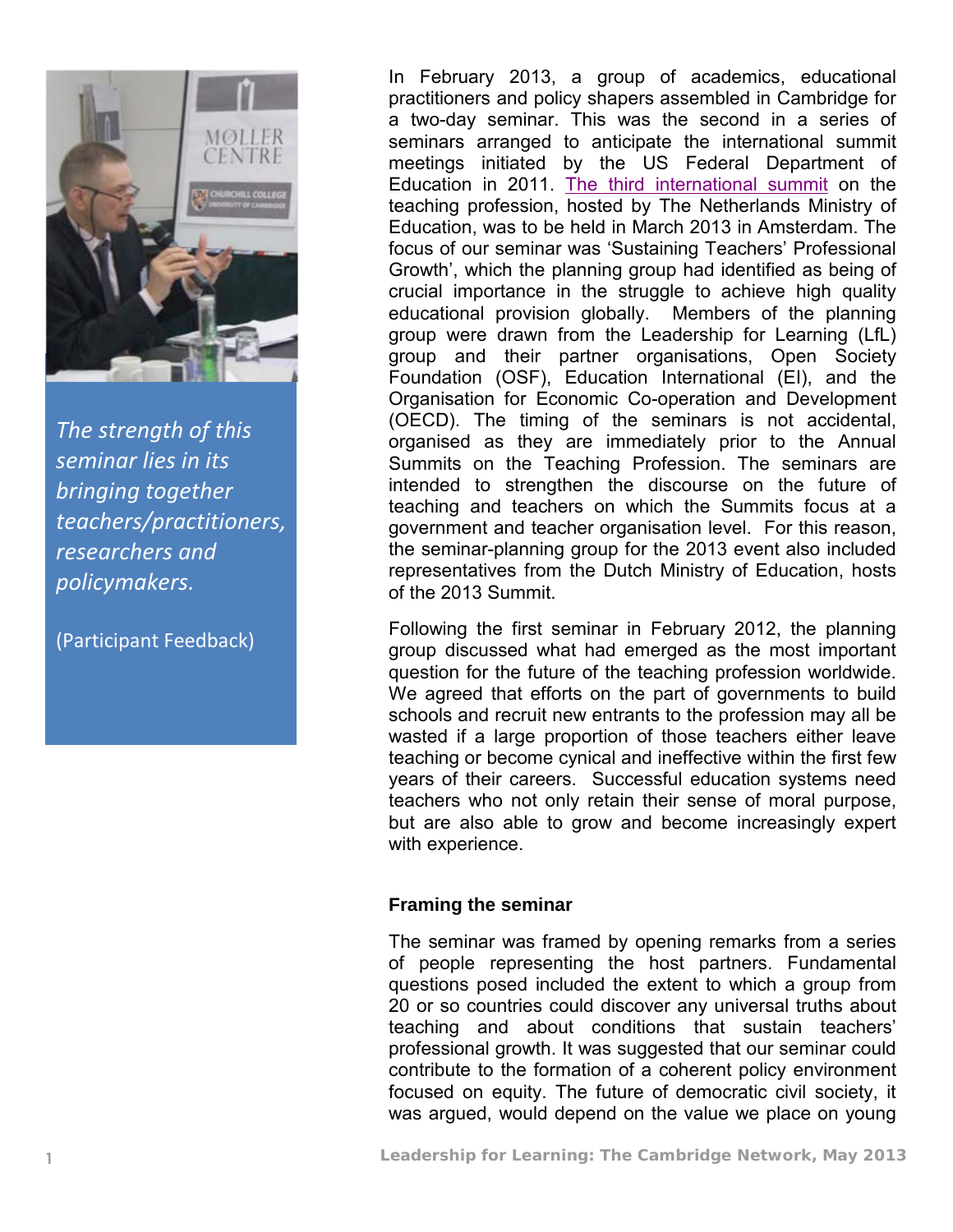*The strength of this seminar lies in its bringing together teachers/practitioners, researchers and policymakers.*

(Participant Feedback)

In February 2013, a group of academics, educational practitioners and policy shapers assembled in Cambridge for a two-day seminar. This was the second in a series of seminars arranged to anticipate the international summit meetings initiated by the US Federal Department of Education in 2011. The third international summit on the teaching profession, hosted by The Netherlands Ministry of Education, was to be held in March 2013 in Amsterdam. The focus of our seminar was 'Sustaining Teachers' Professional Growth', which the planning group had identified as being of crucial importance in the struggle to achieve high quality educational provision globally. Members of the planning group were drawn from the Leadership for Learning (LfL) group and their partner organisations, Open Society Foundation (OSF), Education International (EI), and the Organisation for Economic Co-operation and Development (OECD). The timing of the seminars is not accidental, organised as they are immediately prior to the Annual Summits on the Teaching Profession. The seminars are intended to strengthen the discourse on the future of teaching and teachers on which the Summits focus at a government and teacher organisation level. For this reason, the seminar-planning group for the 2013 event also included representatives from the Dutch Ministry of Education, hosts of the 2013 Summit.

Following the first seminar in February 2012, the planning group discussed what had emerged as the most important question for the future of the teaching profession worldwide. We agreed that efforts on the part of governments to build schools and recruit new entrants to the profession may all be wasted if a large proportion of those teachers either leave teaching or become cynical and ineffective within the first few years of their careers. Successful education systems need teachers who not only retain their sense of moral purpose, but are also able to grow and become increasingly expert with experience.

**Framing the seminar**

The seminar was framed by opening remarks from a series of people representing the host partners. Fundamental questions posed included the extent to which a group from 20 or so countries could discover any universal truths about teaching and about conditions that sustain teachers' professional growth. It was suggested that our seminar could contribute to the formation of a coherent policy environment focused on equity. The future of democratic civil society, it was argued, would depend on the value we place on young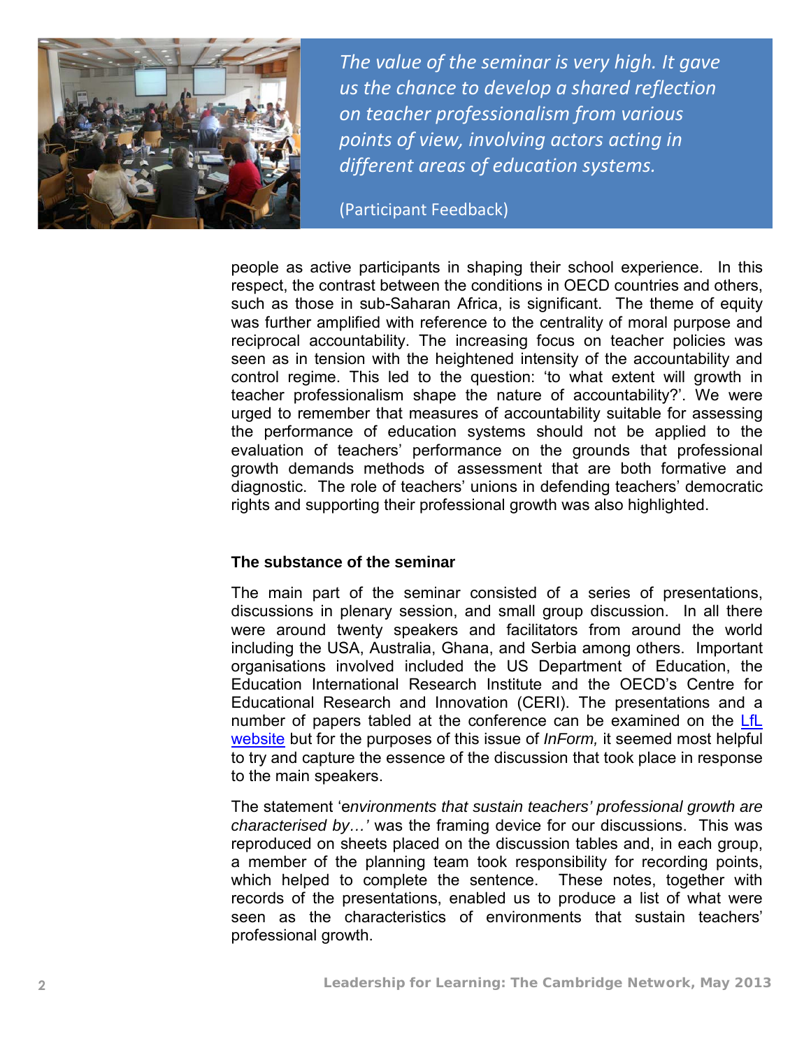> *The value of the seminar is very high. It gave us the chance to develop a shared reflection on teacher professionalism from various points of view, involving actors acting in different areas of education systems.*
>
> (Participant Feedback)

people as active participants in shaping their school experience. In this respect, the contrast between the conditions in OECD countries and others, such as those in sub-Saharan Africa, is significant. The theme of equity was further amplified with reference to the centrality of moral purpose and reciprocal accountability. The increasing focus on teacher policies was seen as in tension with the heightened intensity of the accountability and control regime. This led to the question: 'to what extent will growth in teacher professionalism shape the nature of accountability?'. We were urged to remember that measures of accountability suitable for assessing the performance of education systems should not be applied to the evaluation of teachers' performance on the grounds that professional growth demands methods of assessment that are both formative and diagnostic. The role of teachers' unions in defending teachers' democratic rights and supporting their professional growth was also highlighted.

**The substance of the seminar**

The main part of the seminar consisted of a series of presentations, discussions in plenary session, and small group discussion. In all there were around twenty speakers and facilitators from around the world including the USA, Australia, Ghana, and Serbia among others. Important organisations involved included the US Department of Education, the Education International Research Institute and the OECD's Centre for Educational Research and Innovation (CERI). The presentations and a number of papers tabled at the conference can be examined on the LfL website but for the purposes of this issue of *InForm,* it seemed most helpful to try and capture the essence of the discussion that took place in response to the main speakers.

The statement 'e*nvironments that sustain teachers' professional growth are characterised by…'* was the framing device for our discussions. This was reproduced on sheets placed on the discussion tables and, in each group, a member of the planning team took responsibility for recording points, which helped to complete the sentence. These notes, together with records of the presentations, enabled us to produce a list of what were seen as the characteristics of environments that sustain teachers' professional growth.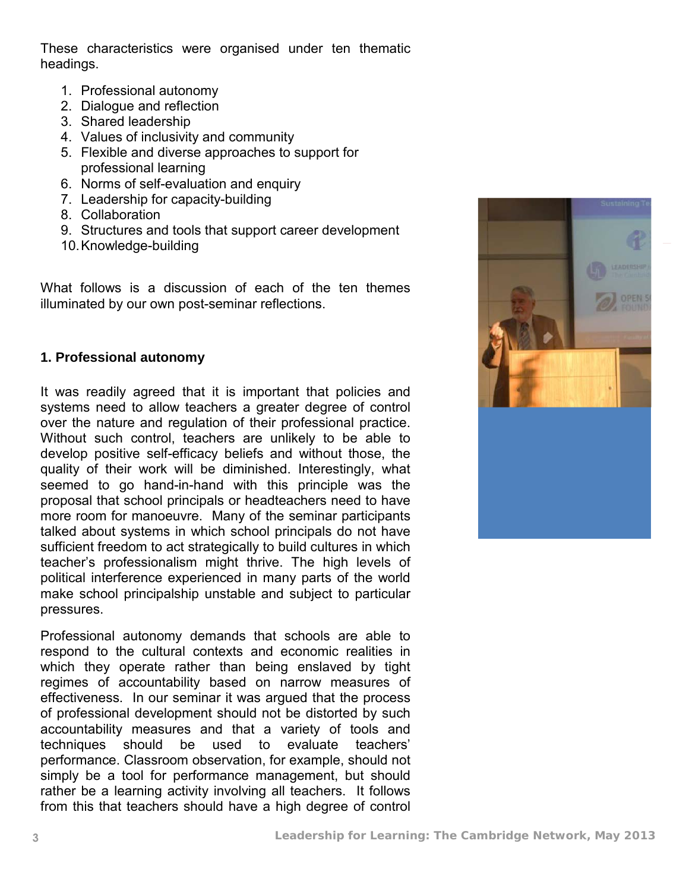These characteristics were organised under ten thematic headings.

1. Professional autonomy
2. Dialogue and reflection
3. Shared leadership
4. Values of inclusivity and community
5. Flexible and diverse approaches to support for professional learning
6. Norms of self-evaluation and enquiry
7. Leadership for capacity-building
8. Collaboration
9. Structures and tools that support career development
10. Knowledge-building

What follows is a discussion of each of the ten themes illuminated by our own post-seminar reflections.

**1. Professional autonomy**

It was readily agreed that it is important that policies and systems need to allow teachers a greater degree of control over the nature and regulation of their professional practice. Without such control, teachers are unlikely to be able to develop positive self-efficacy beliefs and without those, the quality of their work will be diminished. Interestingly, what seemed to go hand-in-hand with this principle was the proposal that school principals or headteachers need to have more room for manoeuvre. Many of the seminar participants talked about systems in which school principals do not have sufficient freedom to act strategically to build cultures in which teacher's professionalism might thrive. The high levels of political interference experienced in many parts of the world make school principalship unstable and subject to particular pressures.

Professional autonomy demands that schools are able to respond to the cultural contexts and economic realities in which they operate rather than being enslaved by tight regimes of accountability based on narrow measures of effectiveness. In our seminar it was argued that the process of professional development should not be distorted by such accountability measures and that a variety of tools and techniques should be used to evaluate teachers' performance. Classroom observation, for example, should not simply be a tool for performance management, but should rather be a learning activity involving all teachers. It follows from this that teachers should have a high degree of control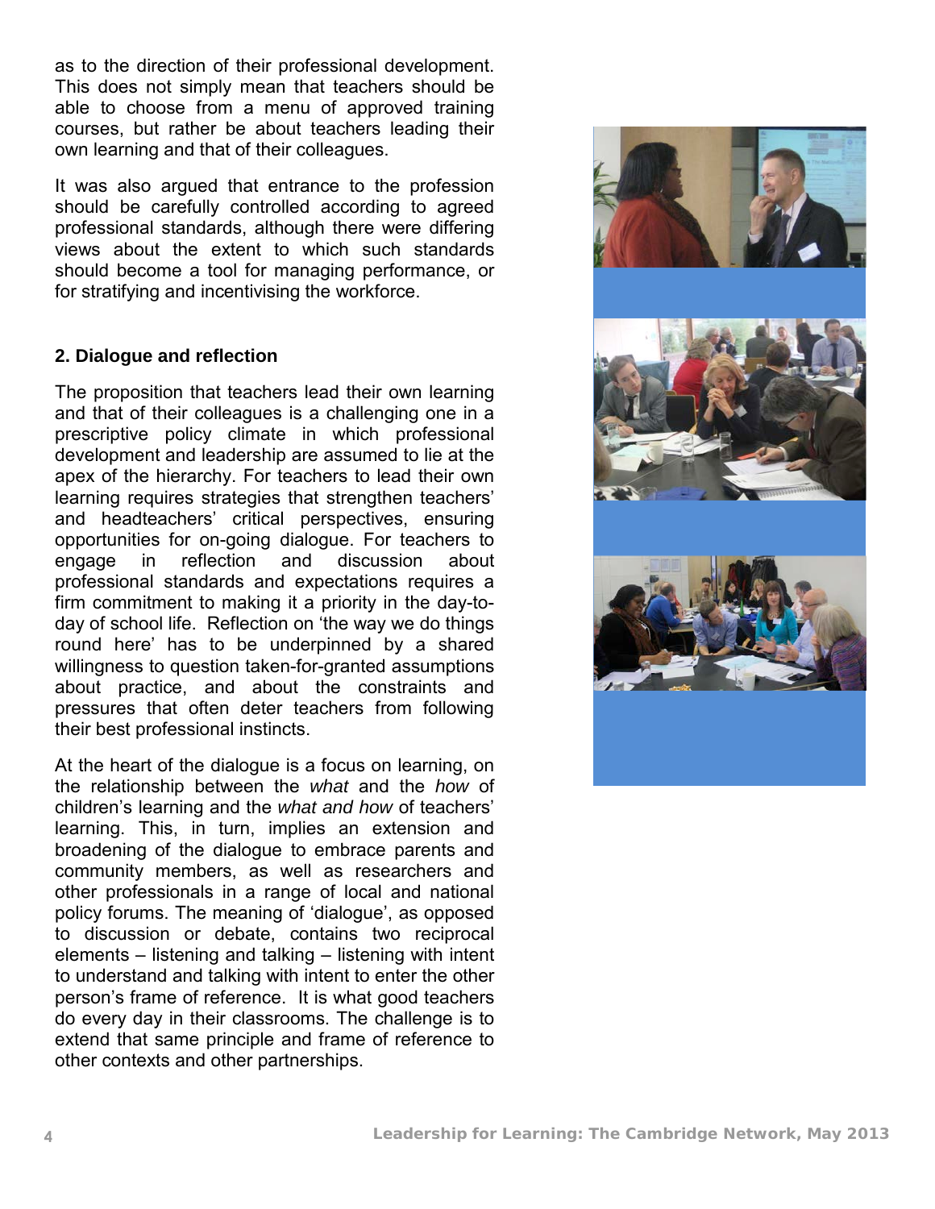as to the direction of their professional development. This does not simply mean that teachers should be able to choose from a menu of approved training courses, but rather be about teachers leading their own learning and that of their colleagues.

It was also argued that entrance to the profession should be carefully controlled according to agreed professional standards, although there were differing views about the extent to which such standards should become a tool for managing performance, or for stratifying and incentivising the workforce.

### 2. Dialogue and reflection

The proposition that teachers lead their own learning and that of their colleagues is a challenging one in a prescriptive policy climate in which professional development and leadership are assumed to lie at the apex of the hierarchy. For teachers to lead their own learning requires strategies that strengthen teachers' and headteachers' critical perspectives, ensuring opportunities for on-going dialogue. For teachers to engage in reflection and discussion about professional standards and expectations requires a firm commitment to making it a priority in the day-to-day of school life. Reflection on 'the way we do things round here' has to be underpinned by a shared willingness to question taken-for-granted assumptions about practice, and about the constraints and pressures that often deter teachers from following their best professional instincts.

At the heart of the dialogue is a focus on learning, on the relationship between the *what* and the *how* of children's learning and the *what and how* of teachers' learning. This, in turn, implies an extension and broadening of the dialogue to embrace parents and community members, as well as researchers and other professionals in a range of local and national policy forums. The meaning of 'dialogue', as opposed to discussion or debate, contains two reciprocal elements – listening and talking – listening with intent to understand and talking with intent to enter the other person's frame of reference. It is what good teachers do every day in their classrooms. The challenge is to extend that same principle and frame of reference to other contexts and other partnerships.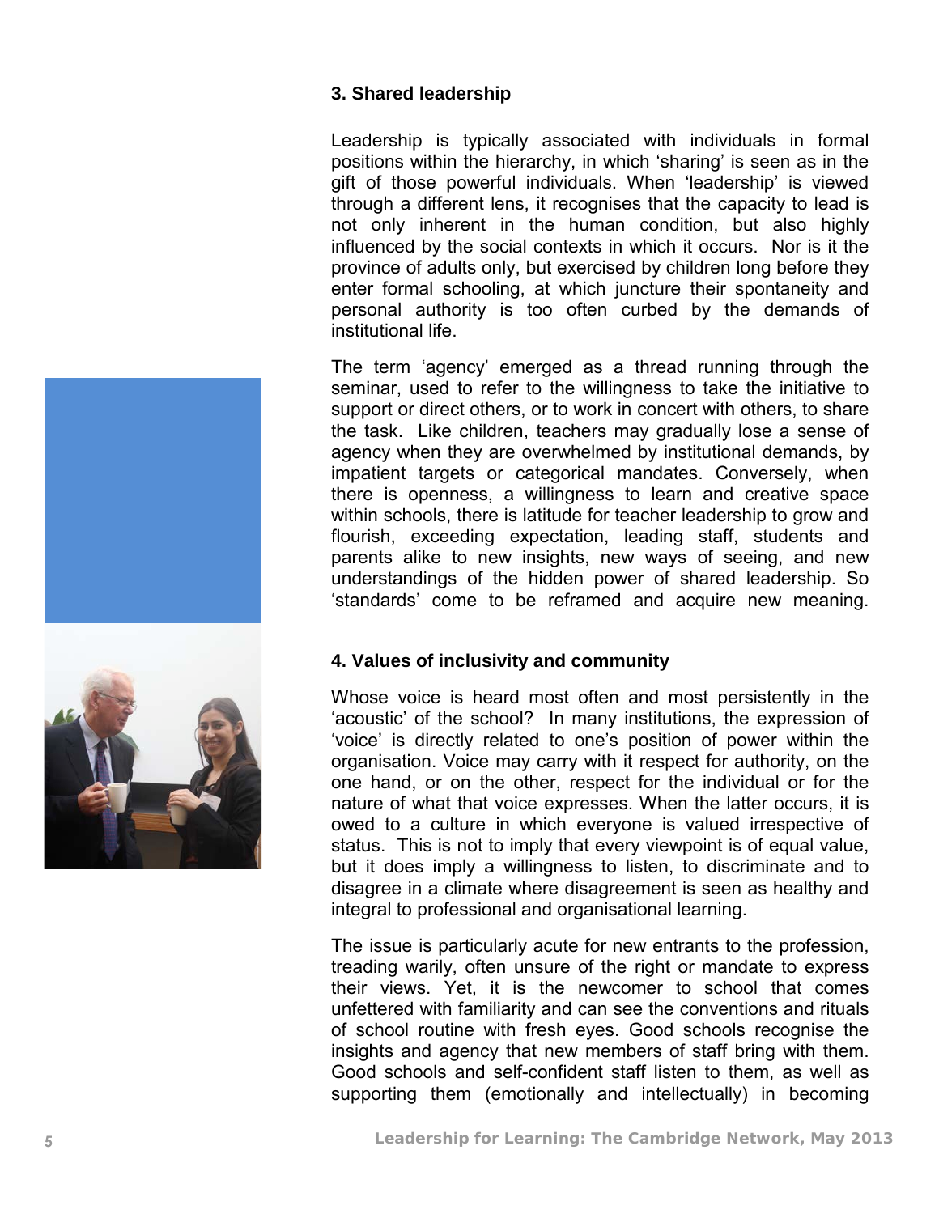### 3. Shared leadership

Leadership is typically associated with individuals in formal positions within the hierarchy, in which 'sharing' is seen as in the gift of those powerful individuals. When 'leadership' is viewed through a different lens, it recognises that the capacity to lead is not only inherent in the human condition, but also highly influenced by the social contexts in which it occurs. Nor is it the province of adults only, but exercised by children long before they enter formal schooling, at which juncture their spontaneity and personal authority is too often curbed by the demands of institutional life.

The term 'agency' emerged as a thread running through the seminar, used to refer to the willingness to take the initiative to support or direct others, or to work in concert with others, to share the task. Like children, teachers may gradually lose a sense of agency when they are overwhelmed by institutional demands, by impatient targets or categorical mandates. Conversely, when there is openness, a willingness to learn and creative space within schools, there is latitude for teacher leadership to grow and flourish, exceeding expectation, leading staff, students and parents alike to new insights, new ways of seeing, and new understandings of the hidden power of shared leadership. So 'standards' come to be reframed and acquire new meaning.

### 4. Values of inclusivity and community

Whose voice is heard most often and most persistently in the 'acoustic' of the school? In many institutions, the expression of 'voice' is directly related to one's position of power within the organisation. Voice may carry with it respect for authority, on the one hand, or on the other, respect for the individual or for the nature of what that voice expresses. When the latter occurs, it is owed to a culture in which everyone is valued irrespective of status. This is not to imply that every viewpoint is of equal value, but it does imply a willingness to listen, to discriminate and to disagree in a climate where disagreement is seen as healthy and integral to professional and organisational learning.

The issue is particularly acute for new entrants to the profession, treading warily, often unsure of the right or mandate to express their views. Yet, it is the newcomer to school that comes unfettered with familiarity and can see the conventions and rituals of school routine with fresh eyes. Good schools recognise the insights and agency that new members of staff bring with them. Good schools and self-confident staff listen to them, as well as supporting them (emotionally and intellectually) in becoming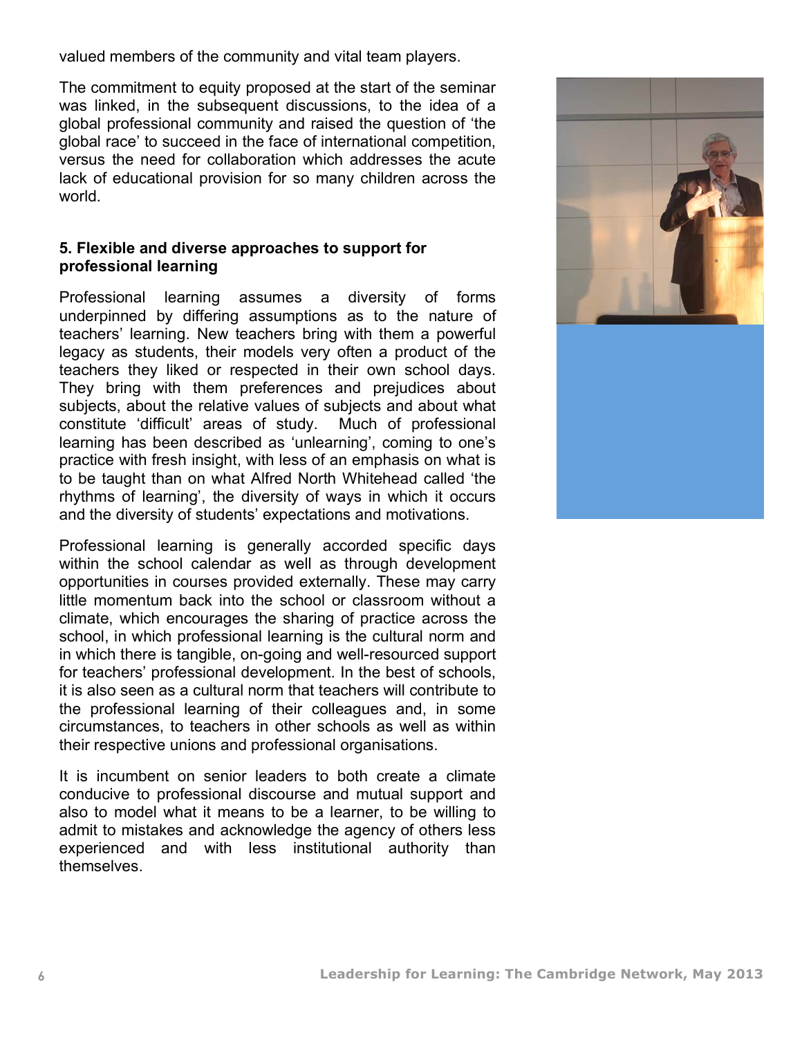valued members of the community and vital team players.

The commitment to equity proposed at the start of the seminar was linked, in the subsequent discussions, to the idea of a global professional community and raised the question of 'the global race' to succeed in the face of international competition, versus the need for collaboration which addresses the acute lack of educational provision for so many children across the world.

### 5. Flexible and diverse approaches to support for professional learning

Professional learning assumes a diversity of forms underpinned by differing assumptions as to the nature of teachers' learning. New teachers bring with them a powerful legacy as students, their models very often a product of the teachers they liked or respected in their own school days. They bring with them preferences and prejudices about subjects, about the relative values of subjects and about what constitute 'difficult' areas of study. Much of professional learning has been described as 'unlearning', coming to one's practice with fresh insight, with less of an emphasis on what is to be taught than on what Alfred North Whitehead called 'the rhythms of learning', the diversity of ways in which it occurs and the diversity of students' expectations and motivations.

Professional learning is generally accorded specific days within the school calendar as well as through development opportunities in courses provided externally. These may carry little momentum back into the school or classroom without a climate, which encourages the sharing of practice across the school, in which professional learning is the cultural norm and in which there is tangible, on-going and well-resourced support for teachers' professional development. In the best of schools, it is also seen as a cultural norm that teachers will contribute to the professional learning of their colleagues and, in some circumstances, to teachers in other schools as well as within their respective unions and professional organisations.

It is incumbent on senior leaders to both create a climate conducive to professional discourse and mutual support and also to model what it means to be a learner, to be willing to admit to mistakes and acknowledge the agency of others less experienced and with less institutional authority than themselves.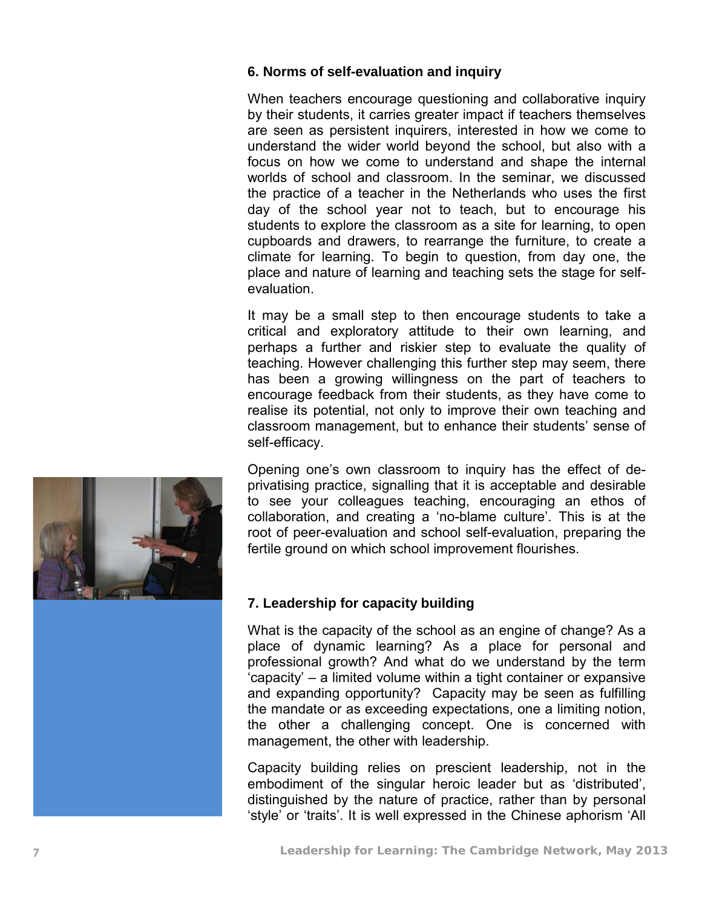### 6. Norms of self-evaluation and inquiry

When teachers encourage questioning and collaborative inquiry by their students, it carries greater impact if teachers themselves are seen as persistent inquirers, interested in how we come to understand the wider world beyond the school, but also with a focus on how we come to understand and shape the internal worlds of school and classroom. In the seminar, we discussed the practice of a teacher in the Netherlands who uses the first day of the school year not to teach, but to encourage his students to explore the classroom as a site for learning, to open cupboards and drawers, to rearrange the furniture, to create a climate for learning. To begin to question, from day one, the place and nature of learning and teaching sets the stage for self-evaluation.

It may be a small step to then encourage students to take a critical and exploratory attitude to their own learning, and perhaps a further and riskier step to evaluate the quality of teaching. However challenging this further step may seem, there has been a growing willingness on the part of teachers to encourage feedback from their students, as they have come to realise its potential, not only to improve their own teaching and classroom management, but to enhance their students' sense of self-efficacy.

Opening one's own classroom to inquiry has the effect of de-privatising practice, signalling that it is acceptable and desirable to see your colleagues teaching, encouraging an ethos of collaboration, and creating a 'no-blame culture'. This is at the root of peer-evaluation and school self-evaluation, preparing the fertile ground on which school improvement flourishes.

### 7. Leadership for capacity building

What is the capacity of the school as an engine of change? As a place of dynamic learning? As a place for personal and professional growth? And what do we understand by the term 'capacity' – a limited volume within a tight container or expansive and expanding opportunity? Capacity may be seen as fulfilling the mandate or as exceeding expectations, one a limiting notion, the other a challenging concept. One is concerned with management, the other with leadership.

Capacity building relies on prescient leadership, not in the embodiment of the singular heroic leader but as 'distributed', distinguished by the nature of practice, rather than by personal 'style' or 'traits'. It is well expressed in the Chinese aphorism 'All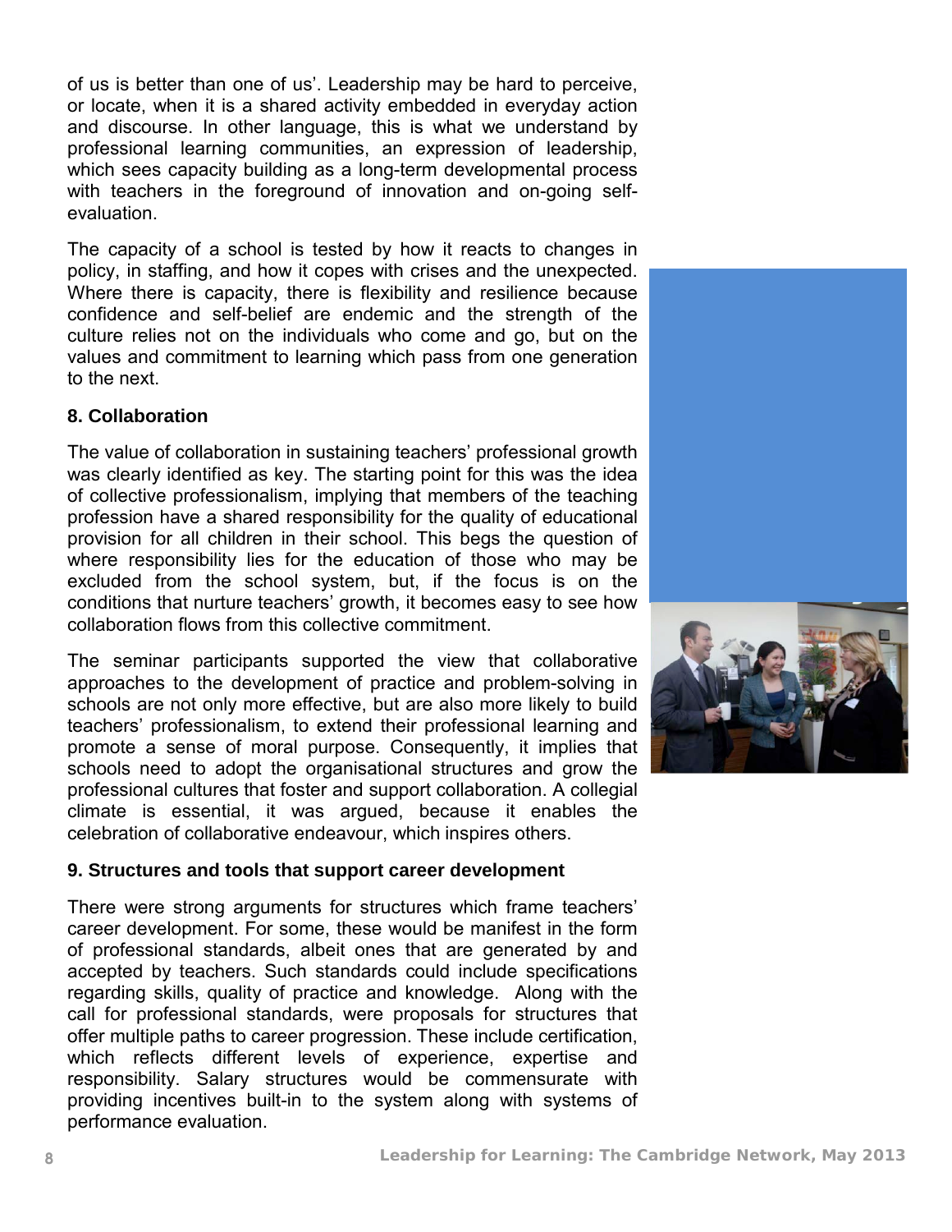of us is better than one of us'. Leadership may be hard to perceive, or locate, when it is a shared activity embedded in everyday action and discourse. In other language, this is what we understand by professional learning communities, an expression of leadership, which sees capacity building as a long-term developmental process with teachers in the foreground of innovation and on-going self-evaluation.

The capacity of a school is tested by how it reacts to changes in policy, in staffing, and how it copes with crises and the unexpected. Where there is capacity, there is flexibility and resilience because confidence and self-belief are endemic and the strength of the culture relies not on the individuals who come and go, but on the values and commitment to learning which pass from one generation to the next.

**8. Collaboration**

The value of collaboration in sustaining teachers' professional growth was clearly identified as key. The starting point for this was the idea of collective professionalism, implying that members of the teaching profession have a shared responsibility for the quality of educational provision for all children in their school. This begs the question of where responsibility lies for the education of those who may be excluded from the school system, but, if the focus is on the conditions that nurture teachers' growth, it becomes easy to see how collaboration flows from this collective commitment.

The seminar participants supported the view that collaborative approaches to the development of practice and problem-solving in schools are not only more effective, but are also more likely to build teachers' professionalism, to extend their professional learning and promote a sense of moral purpose. Consequently, it implies that schools need to adopt the organisational structures and grow the professional cultures that foster and support collaboration. A collegial climate is essential, it was argued, because it enables the celebration of collaborative endeavour, which inspires others.

**9. Structures and tools that support career development**

There were strong arguments for structures which frame teachers' career development. For some, these would be manifest in the form of professional standards, albeit ones that are generated by and accepted by teachers. Such standards could include specifications regarding skills, quality of practice and knowledge. Along with the call for professional standards, were proposals for structures that offer multiple paths to career progression. These include certification, which reflects different levels of experience, expertise and responsibility. Salary structures would be commensurate with providing incentives built-in to the system along with systems of performance evaluation.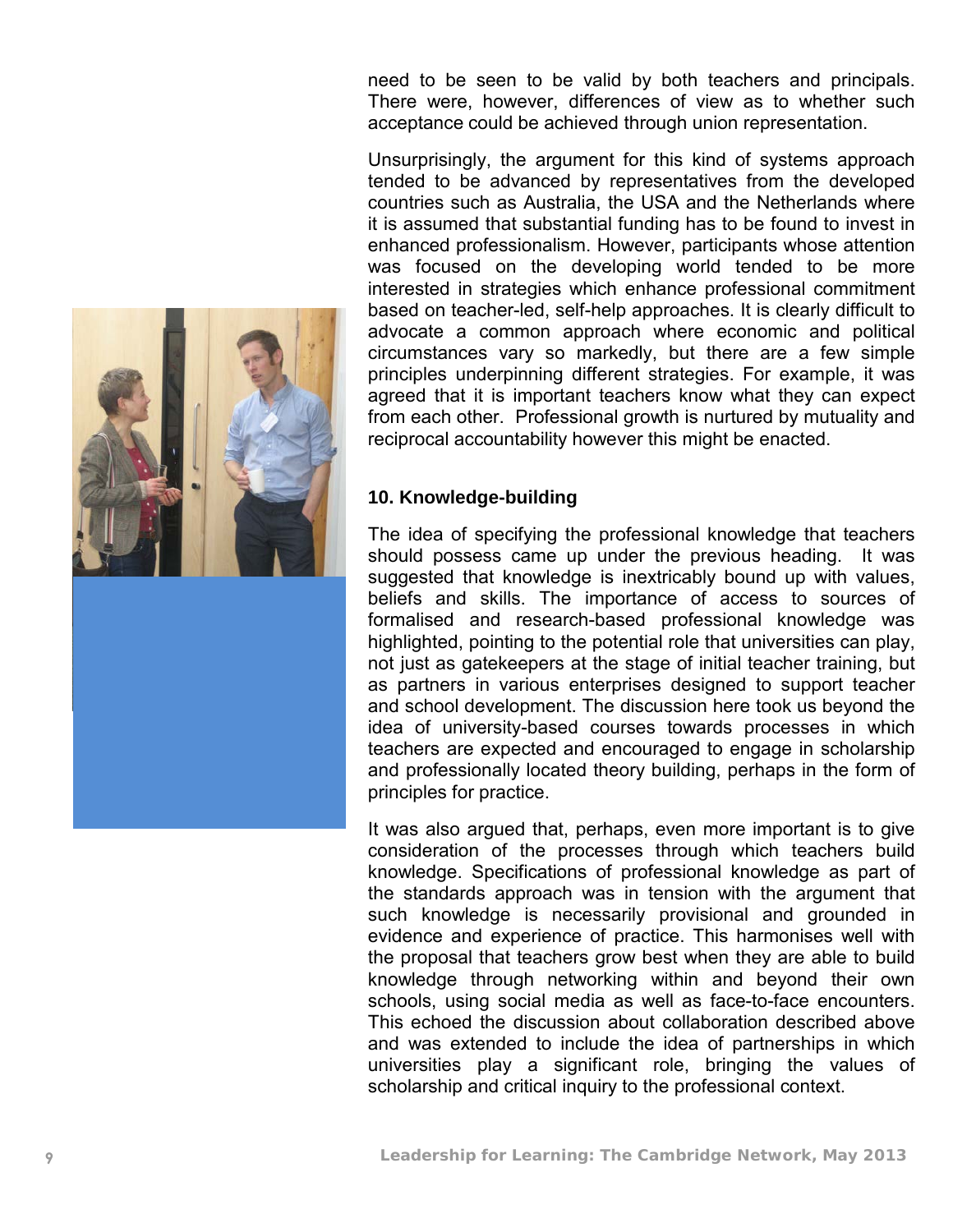need to be seen to be valid by both teachers and principals. There were, however, differences of view as to whether such acceptance could be achieved through union representation.

Unsurprisingly, the argument for this kind of systems approach tended to be advanced by representatives from the developed countries such as Australia, the USA and the Netherlands where it is assumed that substantial funding has to be found to invest in enhanced professionalism. However, participants whose attention was focused on the developing world tended to be more interested in strategies which enhance professional commitment based on teacher-led, self-help approaches. It is clearly difficult to advocate a common approach where economic and political circumstances vary so markedly, but there are a few simple principles underpinning different strategies. For example, it was agreed that it is important teachers know what they can expect from each other. Professional growth is nurtured by mutuality and reciprocal accountability however this might be enacted.

### 10. Knowledge-building

The idea of specifying the professional knowledge that teachers should possess came up under the previous heading. It was suggested that knowledge is inextricably bound up with values, beliefs and skills. The importance of access to sources of formalised and research-based professional knowledge was highlighted, pointing to the potential role that universities can play, not just as gatekeepers at the stage of initial teacher training, but as partners in various enterprises designed to support teacher and school development. The discussion here took us beyond the idea of university-based courses towards processes in which teachers are expected and encouraged to engage in scholarship and professionally located theory building, perhaps in the form of principles for practice.

It was also argued that, perhaps, even more important is to give consideration of the processes through which teachers build knowledge. Specifications of professional knowledge as part of the standards approach was in tension with the argument that such knowledge is necessarily provisional and grounded in evidence and experience of practice. This harmonises well with the proposal that teachers grow best when they are able to build knowledge through networking within and beyond their own schools, using social media as well as face-to-face encounters. This echoed the discussion about collaboration described above and was extended to include the idea of partnerships in which universities play a significant role, bringing the values of scholarship and critical inquiry to the professional context.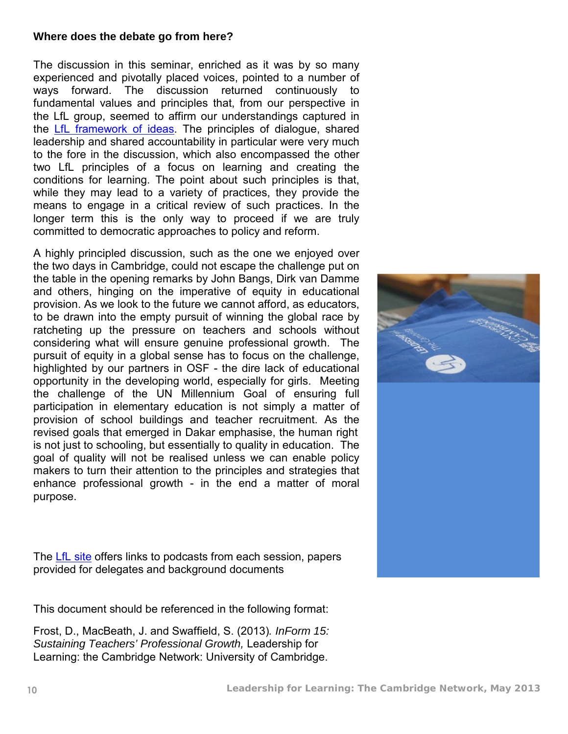**Where does the debate go from here?**

The discussion in this seminar, enriched as it was by so many experienced and pivotally placed voices, pointed to a number of ways forward. The discussion returned continuously to fundamental values and principles that, from our perspective in the LfL group, seemed to affirm our understandings captured in the LfL framework of ideas. The principles of dialogue, shared leadership and shared accountability in particular were very much to the fore in the discussion, which also encompassed the other two LfL principles of a focus on learning and creating the conditions for learning. The point about such principles is that, while they may lead to a variety of practices, they provide the means to engage in a critical review of such practices. In the longer term this is the only way to proceed if we are truly committed to democratic approaches to policy and reform.

A highly principled discussion, such as the one we enjoyed over the two days in Cambridge, could not escape the challenge put on the table in the opening remarks by John Bangs, Dirk van Damme and others, hinging on the imperative of equity in educational provision. As we look to the future we cannot afford, as educators, to be drawn into the empty pursuit of winning the global race by ratcheting up the pressure on teachers and schools without considering what will ensure genuine professional growth. The pursuit of equity in a global sense has to focus on the challenge, highlighted by our partners in OSF - the dire lack of educational opportunity in the developing world, especially for girls. Meeting the challenge of the UN Millennium Goal of ensuring full participation in elementary education is not simply a matter of provision of school buildings and teacher recruitment. As the revised goals that emerged in Dakar emphasise, the human right is not just to schooling, but essentially to quality in education. The goal of quality will not be realised unless we can enable policy makers to turn their attention to the principles and strategies that enhance professional growth - in the end a matter of moral purpose.

The LfL site offers links to podcasts from each session, papers provided for delegates and background documents

This document should be referenced in the following format:

Frost, D., MacBeath, J. and Swaffield, S. (2013). *InForm 15: Sustaining Teachers' Professional Growth,* Leadership for Learning: the Cambridge Network: University of Cambridge.